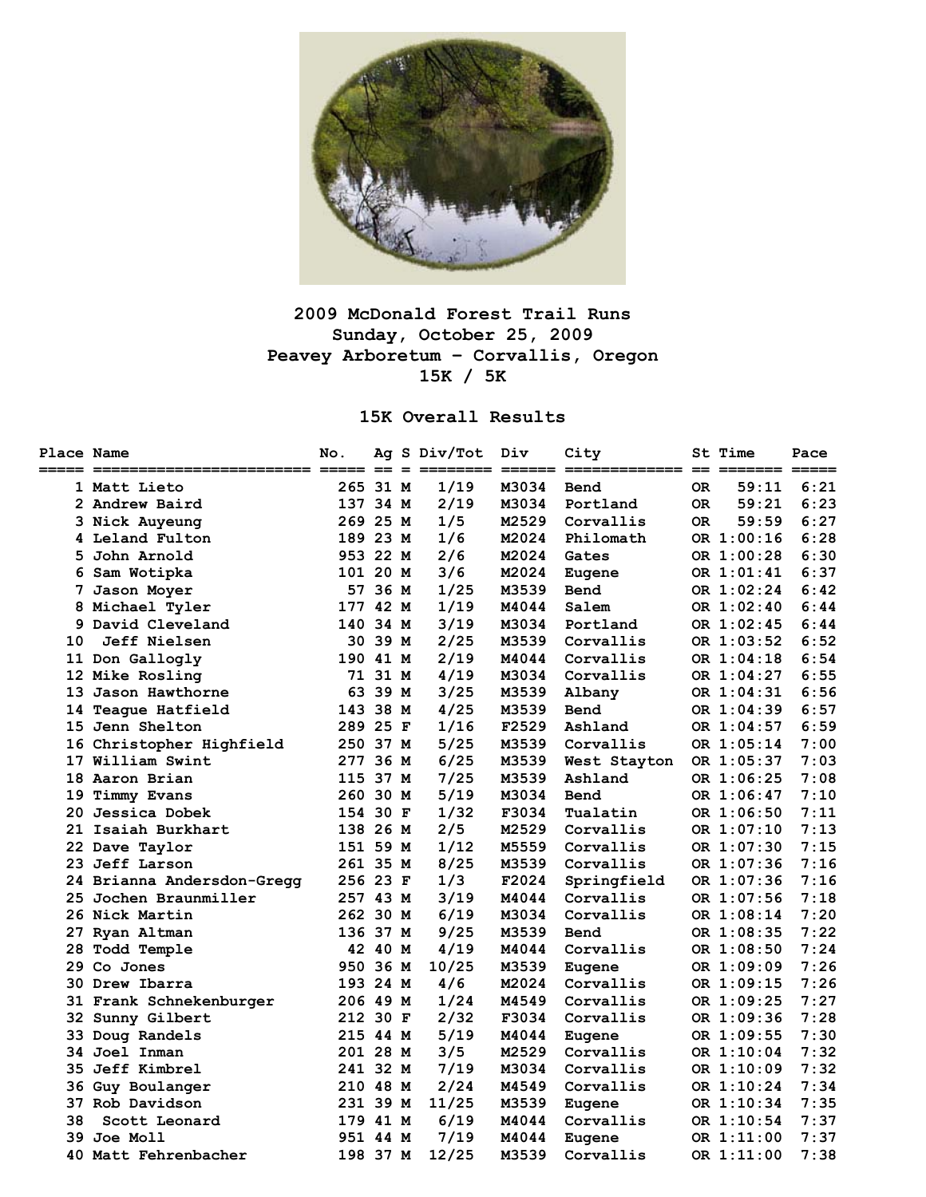# 2009 McDonald Forest Trail Runs

**Sunday, October 25, 2009**

**Peavey Arboretum – Corvallis, Oregon**

**15K / 5K**

## 15K Overall Results

| Place | Name | No. | Ag | S | Div/Tot | Div | City | St | Time | Pace |
|---|---|---|---|---|---|---|---|---|---|---|
| 1 | Matt Lieto | 265 | 31 | M | 1/19 | M3034 | Bend | OR | 59:11 | 6:21 |
| 2 | Andrew Baird | 137 | 34 | M | 2/19 | M3034 | Portland | OR | 59:21 | 6:23 |
| 3 | Nick Auyeung | 269 | 25 | M | 1/5 | M2529 | Corvallis | OR | 59:59 | 6:27 |
| 4 | Leland Fulton | 189 | 23 | M | 1/6 | M2024 | Philomath | OR | 1:00:16 | 6:28 |
| 5 | John Arnold | 953 | 22 | M | 2/6 | M2024 | Gates | OR | 1:00:28 | 6:30 |
| 6 | Sam Wotipka | 101 | 20 | M | 3/6 | M2024 | Eugene | OR | 1:01:41 | 6:37 |
| 7 | Jason Moyer | 57 | 36 | M | 1/25 | M3539 | Bend | OR | 1:02:24 | 6:42 |
| 8 | Michael Tyler | 177 | 42 | M | 1/19 | M4044 | Salem | OR | 1:02:40 | 6:44 |
| 9 | David Cleveland | 140 | 34 | M | 3/19 | M3034 | Portland | OR | 1:02:45 | 6:44 |
| 10 | Jeff Nielsen | 30 | 39 | M | 2/25 | M3539 | Corvallis | OR | 1:03:52 | 6:52 |
| 11 | Don Gallogly | 190 | 41 | M | 2/19 | M4044 | Corvallis | OR | 1:04:18 | 6:54 |
| 12 | Mike Rosling | 71 | 31 | M | 4/19 | M3034 | Corvallis | OR | 1:04:27 | 6:55 |
| 13 | Jason Hawthorne | 63 | 39 | M | 3/25 | M3539 | Albany | OR | 1:04:31 | 6:56 |
| 14 | Teague Hatfield | 143 | 38 | M | 4/25 | M3539 | Bend | OR | 1:04:39 | 6:57 |
| 15 | Jenn Shelton | 289 | 25 | F | 1/16 | F2529 | Ashland | OR | 1:04:57 | 6:59 |
| 16 | Christopher Highfield | 250 | 37 | M | 5/25 | M3539 | Corvallis | OR | 1:05:14 | 7:00 |
| 17 | William Swint | 277 | 36 | M | 6/25 | M3539 | West Stayton | OR | 1:05:37 | 7:03 |
| 18 | Aaron Brian | 115 | 37 | M | 7/25 | M3539 | Ashland | OR | 1:06:25 | 7:08 |
| 19 | Timmy Evans | 260 | 30 | M | 5/19 | M3034 | Bend | OR | 1:06:47 | 7:10 |
| 20 | Jessica Dobek | 154 | 30 | F | 1/32 | F3034 | Tualatin | OR | 1:06:50 | 7:11 |
| 21 | Isaiah Burkhart | 138 | 26 | M | 2/5 | M2529 | Corvallis | OR | 1:07:10 | 7:13 |
| 22 | Dave Taylor | 151 | 59 | M | 1/12 | M5559 | Corvallis | OR | 1:07:30 | 7:15 |
| 23 | Jeff Larson | 261 | 35 | M | 8/25 | M3539 | Corvallis | OR | 1:07:36 | 7:16 |
| 24 | Brianna Andersdon-Gregg | 256 | 23 | F | 1/3 | F2024 | Springfield | OR | 1:07:36 | 7:16 |
| 25 | Jochen Braunmiller | 257 | 43 | M | 3/19 | M4044 | Corvallis | OR | 1:07:56 | 7:18 |
| 26 | Nick Martin | 262 | 30 | M | 6/19 | M3034 | Corvallis | OR | 1:08:14 | 7:20 |
| 27 | Ryan Altman | 136 | 37 | M | 9/25 | M3539 | Bend | OR | 1:08:35 | 7:22 |
| 28 | Todd Temple | 42 | 40 | M | 4/19 | M4044 | Corvallis | OR | 1:08:50 | 7:24 |
| 29 | Co Jones | 950 | 36 | M | 10/25 | M3539 | Eugene | OR | 1:09:09 | 7:26 |
| 30 | Drew Ibarra | 193 | 24 | M | 4/6 | M2024 | Corvallis | OR | 1:09:15 | 7:26 |
| 31 | Frank Schnekenburger | 206 | 49 | M | 1/24 | M4549 | Corvallis | OR | 1:09:25 | 7:27 |
| 32 | Sunny Gilbert | 212 | 30 | F | 2/32 | F3034 | Corvallis | OR | 1:09:36 | 7:28 |
| 33 | Doug Randels | 215 | 44 | M | 5/19 | M4044 | Eugene | OR | 1:09:55 | 7:30 |
| 34 | Joel Inman | 201 | 28 | M | 3/5 | M2529 | Corvallis | OR | 1:10:04 | 7:32 |
| 35 | Jeff Kimbrel | 241 | 32 | M | 7/19 | M3034 | Corvallis | OR | 1:10:09 | 7:32 |
| 36 | Guy Boulanger | 210 | 48 | M | 2/24 | M4549 | Corvallis | OR | 1:10:24 | 7:34 |
| 37 | Rob Davidson | 231 | 39 | M | 11/25 | M3539 | Eugene | OR | 1:10:34 | 7:35 |
| 38 | Scott Leonard | 179 | 41 | M | 6/19 | M4044 | Corvallis | OR | 1:10:54 | 7:37 |
| 39 | Joe Moll | 951 | 44 | M | 7/19 | M4044 | Eugene | OR | 1:11:00 | 7:37 |
| 40 | Matt Fehrenbacher | 198 | 37 | M | 12/25 | M3539 | Corvallis | OR | 1:11:00 | 7:38 |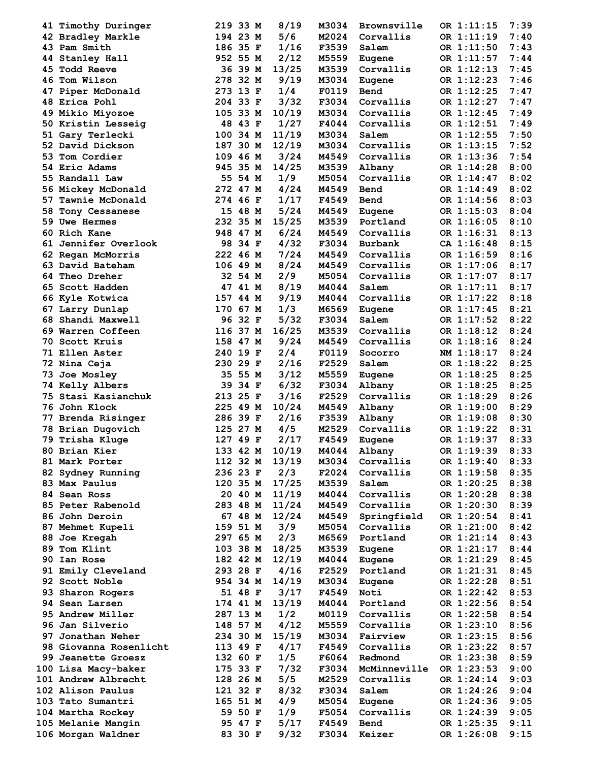```
 41 Timothy Duringer        219 33 M   8/19   M3034  Brownsville   OR 1:11:15  7:39
 42 Bradley Markle          194 23 M   5/6    M2024  Corvallis     OR 1:11:19  7:40
 43 Pam Smith               186 35 F   1/16   F3539  Salem         OR 1:11:50  7:43
 44 Stanley Hall            952 55 M   2/12   M5559  Eugene        OR 1:11:57  7:44
 45 Todd Reeve               36 39 M  13/25   M3539  Corvallis     OR 1:12:13  7:45
 46 Tom Wilson              278 32 M   9/19   M3034  Eugene        OR 1:12:23  7:46
 47 Piper McDonald          273 13 F   1/4    F0119  Bend          OR 1:12:25  7:47
 48 Erica Pohl              204 33 F   3/32   F3034  Corvallis     OR 1:12:27  7:47
 49 Mikio Miyozoe           105 33 M  10/19   M3034  Corvallis     OR 1:12:45  7:49
 50 Kristin Lesseig          48 43 F   1/27   F4044  Corvallis     OR 1:12:51  7:49
 51 Gary Terlecki           100 34 M  11/19   M3034  Salem         OR 1:12:55  7:50
 52 David Dickson           187 30 M  12/19   M3034  Corvallis     OR 1:13:15  7:52
 53 Tom Cordier             109 46 M   3/24   M4549  Corvallis     OR 1:13:36  7:54
 54 Eric Adams              945 35 M  14/25   M3539  Albany        OR 1:14:28  8:00
 55 Randall Law              55 54 M   1/9    M5054  Corvallis     OR 1:14:47  8:02
 56 Mickey McDonald         272 47 M   4/24   M4549  Bend          OR 1:14:49  8:02
 57 Tawnie McDonald         274 46 F   1/17   F4549  Bend          OR 1:14:56  8:03
 58 Tony Cessanese           15 48 M   5/24   M4549  Eugene        OR 1:15:03  8:04
 59 Uwe Hermes              232 35 M  15/25   M3539  Portland      OR 1:16:05  8:10
 60 Rich Kane               948 47 M   6/24   M4549  Corvallis     OR 1:16:31  8:13
 61 Jennifer Overlook        98 34 F   4/32   F3034  Burbank       CA 1:16:48  8:15
 62 Regan McMorris          222 46 M   7/24   M4549  Corvallis     OR 1:16:59  8:16
 63 David Bateham           106 49 M   8/24   M4549  Corvallis     OR 1:17:06  8:17
 64 Theo Dreher              32 54 M   2/9    M5054  Corvallis     OR 1:17:07  8:17
 65 Scott Hadden             47 41 M   8/19   M4044  Salem         OR 1:17:11  8:17
 66 Kyle Kotwica            157 44 M   9/19   M4044  Corvallis     OR 1:17:22  8:18
 67 Larry Dunlap            170 67 M   1/3    M6569  Eugene        OR 1:17:45  8:21
 68 Shandi Maxwell           96 32 F   5/32   F3034  Salem         OR 1:17:52  8:22
 69 Warren Coffeen          116 37 M  16/25   M3539  Corvallis     OR 1:18:12  8:24
 70 Scott Kruis             158 47 M   9/24   M4549  Corvallis     OR 1:18:16  8:24
 71 Ellen Aster             240 19 F   2/4    F0119  Socorro       NM 1:18:17  8:24
 72 Nina Ceja               230 29 F   2/16   F2529  Salem         OR 1:18:22  8:25
 73 Joe Mosley               35 55 M   3/12   M5559  Eugene        OR 1:18:25  8:25
 74 Kelly Albers             39 34 F   6/32   F3034  Albany        OR 1:18:25  8:25
 75 Stasi Kasianchuk        213 25 F   3/16   F2529  Corvallis     OR 1:18:29  8:26
 76 John Klock              225 49 M  10/24   M4549  Albany        OR 1:19:00  8:29
 77 Brenda Risinger         286 39 F   2/16   F3539  Albany        OR 1:19:08  8:30
 78 Brian Dugovich          125 27 M   4/5    M2529  Corvallis     OR 1:19:22  8:31
 79 Trisha Kluge            127 49 F   2/17   F4549  Eugene        OR 1:19:37  8:33
 80 Brian Kier              133 42 M  10/19   M4044  Albany        OR 1:19:39  8:33
 81 Mark Porter             112 32 M  13/19   M3034  Corvallis     OR 1:19:40  8:33
 82 Sydney Running          236 23 F   2/3    F2024  Corvallis     OR 1:19:58  8:35
 83 Max Paulus              120 35 M  17/25   M3539  Salem         OR 1:20:25  8:38
 84 Sean Ross                20 40 M  11/19   M4044  Corvallis     OR 1:20:28  8:38
 85 Peter Rabenold          283 48 M  11/24   M4549  Corvallis     OR 1:20:30  8:39
 86 John Deroin              67 48 M  12/24   M4549  Springfield   OR 1:20:54  8:41
 87 Mehmet Kupeli           159 51 M   3/9    M5054  Corvallis     OR 1:21:00  8:42
 88 Joe Kregah              297 65 M   2/3    M6569  Portland      OR 1:21:14  8:43
 89 Tom Klint               103 38 M  18/25   M3539  Eugene        OR 1:21:17  8:44
 90 Ian Rose                182 42 M  12/19   M4044  Eugene        OR 1:21:29  8:45
 91 Emily Cleveland         293 28 F   4/16   F2529  Portland      OR 1:21:31  8:45
 92 Scott Noble             954 34 M  14/19   M3034  Eugene        OR 1:22:28  8:51
 93 Sharon Rogers            51 48 F   3/17   F4549  Noti          OR 1:22:42  8:53
 94 Sean Larsen             174 41 M  13/19   M4044  Portland      OR 1:22:56  8:54
 95 Andrew Miller           287 13 M   1/2    M0119  Corvallis     OR 1:22:58  8:54
 96 Jan Silverio            148 57 M   4/12   M5559  Corvallis     OR 1:23:10  8:56
 97 Jonathan Neher          234 30 M  15/19   M3034  Fairview      OR 1:23:15  8:56
 98 Giovanna Rosenlicht     113 49 F   4/17   F4549  Corvallis     OR 1:23:22  8:57
 99 Jeanette Groesz         132 60 F   1/5    F6064  Redmond       OR 1:23:38  8:59
100 Lisa Macy-baker         175 33 F   7/32   F3034  McMinneville  OR 1:23:53  9:00
101 Andrew Albrecht         128 26 M   5/5    M2529  Corvallis     OR 1:24:14  9:03
102 Alison Paulus           121 32 F   8/32   F3034  Salem         OR 1:24:26  9:04
103 Tato Sumantri           165 51 M   4/9    M5054  Eugene        OR 1:24:36  9:05
104 Martha Rockey            59 50 F   1/9    F5054  Corvallis     OR 1:24:39  9:05
105 Melanie Mangin           95 47 F   5/17   F4549  Bend          OR 1:25:35  9:11
106 Morgan Waldner           83 30 F   9/32   F3034  Keizer        OR 1:26:08  9:15
```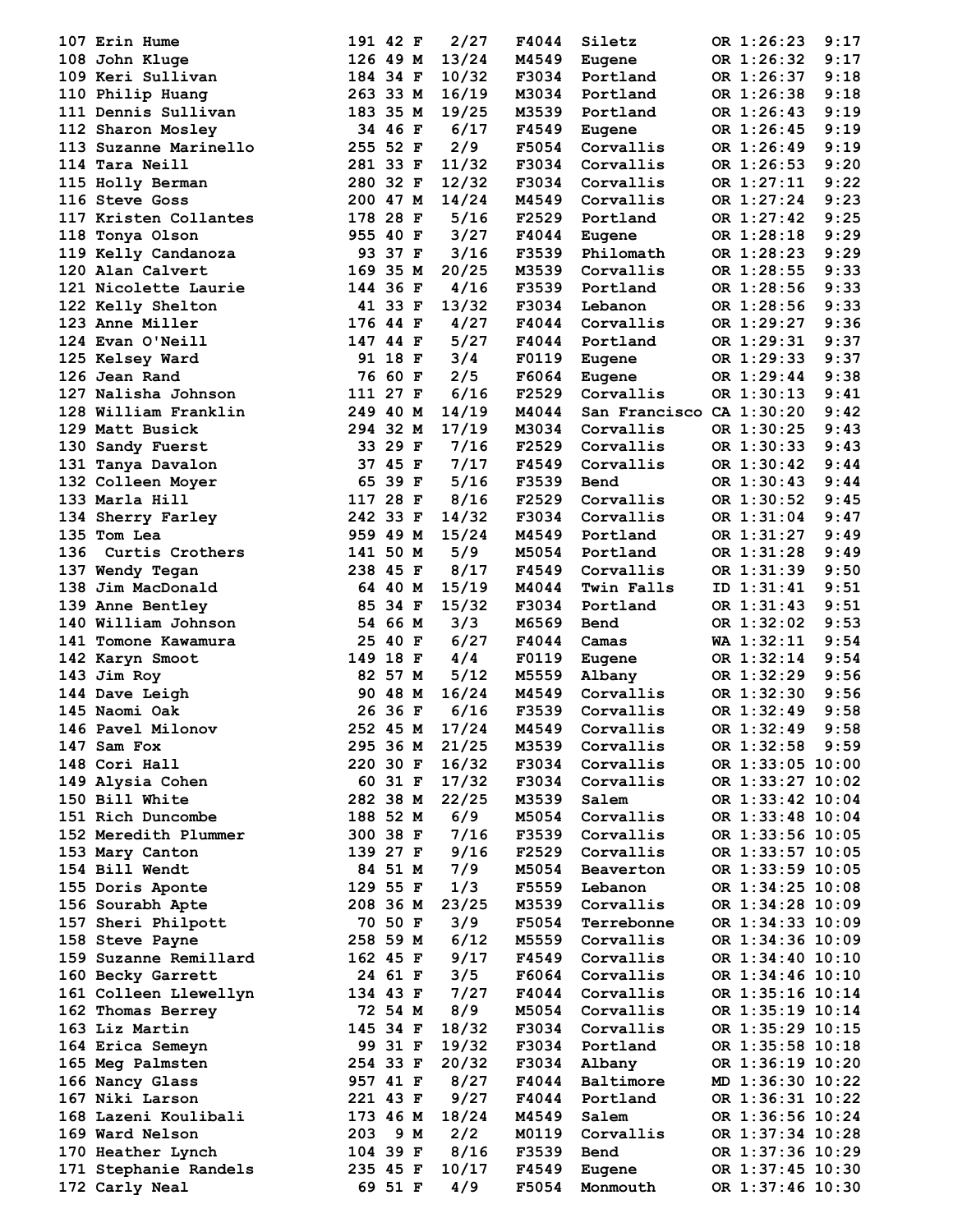| Place | Name | Bib | Age | Sex | Div Place | Division | City | State | Time | Pace |
|---|---|---|---|---|---|---|---|---|---|---|
| 107 | Erin Hume | 191 | 42 | F | 2/27 | F4044 | Siletz | OR | 1:26:23 | 9:17 |
| 108 | John Kluge | 126 | 49 | M | 13/24 | M4549 | Eugene | OR | 1:26:32 | 9:17 |
| 109 | Keri Sullivan | 184 | 34 | F | 10/32 | F3034 | Portland | OR | 1:26:37 | 9:18 |
| 110 | Philip Huang | 263 | 33 | M | 16/19 | M3034 | Portland | OR | 1:26:38 | 9:18 |
| 111 | Dennis Sullivan | 183 | 35 | M | 19/25 | M3539 | Portland | OR | 1:26:43 | 9:19 |
| 112 | Sharon Mosley | 34 | 46 | F | 6/17 | F4549 | Eugene | OR | 1:26:45 | 9:19 |
| 113 | Suzanne Marinello | 255 | 52 | F | 2/9 | F5054 | Corvallis | OR | 1:26:49 | 9:19 |
| 114 | Tara Neill | 281 | 33 | F | 11/32 | F3034 | Corvallis | OR | 1:26:53 | 9:20 |
| 115 | Holly Berman | 280 | 32 | F | 12/32 | F3034 | Corvallis | OR | 1:27:11 | 9:22 |
| 116 | Steve Goss | 200 | 47 | M | 14/24 | M4549 | Corvallis | OR | 1:27:24 | 9:23 |
| 117 | Kristen Collantes | 178 | 28 | F | 5/16 | F2529 | Portland | OR | 1:27:42 | 9:25 |
| 118 | Tonya Olson | 955 | 40 | F | 3/27 | F4044 | Eugene | OR | 1:28:18 | 9:29 |
| 119 | Kelly Candanoza | 93 | 37 | F | 3/16 | F3539 | Philomath | OR | 1:28:23 | 9:29 |
| 120 | Alan Calvert | 169 | 35 | M | 20/25 | M3539 | Corvallis | OR | 1:28:55 | 9:33 |
| 121 | Nicolette Laurie | 144 | 36 | F | 4/16 | F3539 | Portland | OR | 1:28:56 | 9:33 |
| 122 | Kelly Shelton | 41 | 33 | F | 13/32 | F3034 | Lebanon | OR | 1:28:56 | 9:33 |
| 123 | Anne Miller | 176 | 44 | F | 4/27 | F4044 | Corvallis | OR | 1:29:27 | 9:36 |
| 124 | Evan O'Neill | 147 | 44 | F | 5/27 | F4044 | Portland | OR | 1:29:31 | 9:37 |
| 125 | Kelsey Ward | 91 | 18 | F | 3/4 | F0119 | Eugene | OR | 1:29:33 | 9:37 |
| 126 | Jean Rand | 76 | 60 | F | 2/5 | F6064 | Eugene | OR | 1:29:44 | 9:38 |
| 127 | Nalisha Johnson | 111 | 27 | F | 6/16 | F2529 | Corvallis | OR | 1:30:13 | 9:41 |
| 128 | William Franklin | 249 | 40 | M | 14/19 | M4044 | San Francisco | CA | 1:30:20 | 9:42 |
| 129 | Matt Busick | 294 | 32 | M | 17/19 | M3034 | Corvallis | OR | 1:30:25 | 9:43 |
| 130 | Sandy Fuerst | 33 | 29 | F | 7/16 | F2529 | Corvallis | OR | 1:30:33 | 9:43 |
| 131 | Tanya Davalon | 37 | 45 | F | 7/17 | F4549 | Corvallis | OR | 1:30:42 | 9:44 |
| 132 | Colleen Moyer | 65 | 39 | F | 5/16 | F3539 | Bend | OR | 1:30:43 | 9:44 |
| 133 | Marla Hill | 117 | 28 | F | 8/16 | F2529 | Corvallis | OR | 1:30:52 | 9:45 |
| 134 | Sherry Farley | 242 | 33 | F | 14/32 | F3034 | Corvallis | OR | 1:31:04 | 9:47 |
| 135 | Tom Lea | 959 | 49 | M | 15/24 | M4549 | Portland | OR | 1:31:27 | 9:49 |
| 136 | Curtis Crothers | 141 | 50 | M | 5/9 | M5054 | Portland | OR | 1:31:28 | 9:49 |
| 137 | Wendy Tegan | 238 | 45 | F | 8/17 | F4549 | Corvallis | OR | 1:31:39 | 9:50 |
| 138 | Jim MacDonald | 64 | 40 | M | 15/19 | M4044 | Twin Falls | ID | 1:31:41 | 9:51 |
| 139 | Anne Bentley | 85 | 34 | F | 15/32 | F3034 | Portland | OR | 1:31:43 | 9:51 |
| 140 | William Johnson | 54 | 66 | M | 3/3 | M6569 | Bend | OR | 1:32:02 | 9:53 |
| 141 | Tomone Kawamura | 25 | 40 | F | 6/27 | F4044 | Camas | WA | 1:32:11 | 9:54 |
| 142 | Karyn Smoot | 149 | 18 | F | 4/4 | F0119 | Eugene | OR | 1:32:14 | 9:54 |
| 143 | Jim Roy | 82 | 57 | M | 5/12 | M5559 | Albany | OR | 1:32:29 | 9:56 |
| 144 | Dave Leigh | 90 | 48 | M | 16/24 | M4549 | Corvallis | OR | 1:32:30 | 9:56 |
| 145 | Naomi Oak | 26 | 36 | F | 6/16 | F3539 | Corvallis | OR | 1:32:49 | 9:58 |
| 146 | Pavel Milonov | 252 | 45 | M | 17/24 | M4549 | Corvallis | OR | 1:32:49 | 9:58 |
| 147 | Sam Fox | 295 | 36 | M | 21/25 | M3539 | Corvallis | OR | 1:32:58 | 9:59 |
| 148 | Cori Hall | 220 | 30 | F | 16/32 | F3034 | Corvallis | OR | 1:33:05 | 10:00 |
| 149 | Alysia Cohen | 60 | 31 | F | 17/32 | F3034 | Corvallis | OR | 1:33:27 | 10:02 |
| 150 | Bill White | 282 | 38 | M | 22/25 | M3539 | Salem | OR | 1:33:42 | 10:04 |
| 151 | Rich Duncombe | 188 | 52 | M | 6/9 | M5054 | Corvallis | OR | 1:33:48 | 10:04 |
| 152 | Meredith Plummer | 300 | 38 | F | 7/16 | F3539 | Corvallis | OR | 1:33:56 | 10:05 |
| 153 | Mary Canton | 139 | 27 | F | 9/16 | F2529 | Corvallis | OR | 1:33:57 | 10:05 |
| 154 | Bill Wendt | 84 | 51 | M | 7/9 | M5054 | Beaverton | OR | 1:33:59 | 10:05 |
| 155 | Doris Aponte | 129 | 55 | F | 1/3 | F5559 | Lebanon | OR | 1:34:25 | 10:08 |
| 156 | Sourabh Apte | 208 | 36 | M | 23/25 | M3539 | Corvallis | OR | 1:34:28 | 10:09 |
| 157 | Sheri Philpott | 70 | 50 | F | 3/9 | F5054 | Terrebonne | OR | 1:34:33 | 10:09 |
| 158 | Steve Payne | 258 | 59 | M | 6/12 | M5559 | Corvallis | OR | 1:34:36 | 10:09 |
| 159 | Suzanne Remillard | 162 | 45 | F | 9/17 | F4549 | Corvallis | OR | 1:34:40 | 10:10 |
| 160 | Becky Garrett | 24 | 61 | F | 3/5 | F6064 | Corvallis | OR | 1:34:46 | 10:10 |
| 161 | Colleen Llewellyn | 134 | 43 | F | 7/27 | F4044 | Corvallis | OR | 1:35:16 | 10:14 |
| 162 | Thomas Berrey | 72 | 54 | M | 8/9 | M5054 | Corvallis | OR | 1:35:19 | 10:14 |
| 163 | Liz Martin | 145 | 34 | F | 18/32 | F3034 | Corvallis | OR | 1:35:29 | 10:15 |
| 164 | Erica Semeyn | 99 | 31 | F | 19/32 | F3034 | Portland | OR | 1:35:58 | 10:18 |
| 165 | Meg Palmsten | 254 | 33 | F | 20/32 | F3034 | Albany | OR | 1:36:19 | 10:20 |
| 166 | Nancy Glass | 957 | 41 | F | 8/27 | F4044 | Baltimore | MD | 1:36:30 | 10:22 |
| 167 | Niki Larson | 221 | 43 | F | 9/27 | F4044 | Portland | OR | 1:36:31 | 10:22 |
| 168 | Lazeni Koulibali | 173 | 46 | M | 18/24 | M4549 | Salem | OR | 1:36:56 | 10:24 |
| 169 | Ward Nelson | 203 | 9 | M | 2/2 | M0119 | Corvallis | OR | 1:37:34 | 10:28 |
| 170 | Heather Lynch | 104 | 39 | F | 8/16 | F3539 | Bend | OR | 1:37:36 | 10:29 |
| 171 | Stephanie Randels | 235 | 45 | F | 10/17 | F4549 | Eugene | OR | 1:37:45 | 10:30 |
| 172 | Carly Neal | 69 | 51 | F | 4/9 | F5054 | Monmouth | OR | 1:37:46 | 10:30 |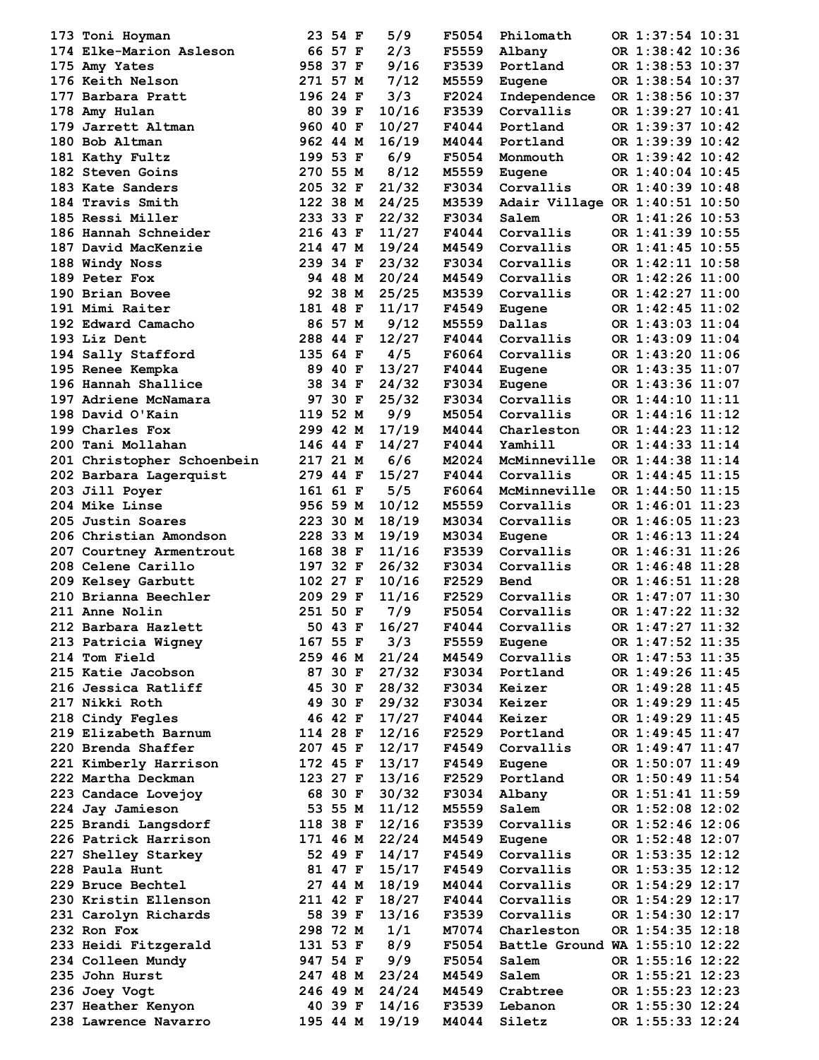| | | | | | | | | | | |
|---|---|---|---|---|---|---|---|---|---|---|
| 173 | Toni Hoyman | 23 | 54 | F | 5/9 | F5054 | Philomath | OR | 1:37:54 | 10:31 |
| 174 | Elke-Marion Asleson | 66 | 57 | F | 2/3 | F5559 | Albany | OR | 1:38:42 | 10:36 |
| 175 | Amy Yates | 958 | 37 | F | 9/16 | F3539 | Portland | OR | 1:38:53 | 10:37 |
| 176 | Keith Nelson | 271 | 57 | M | 7/12 | M5559 | Eugene | OR | 1:38:54 | 10:37 |
| 177 | Barbara Pratt | 196 | 24 | F | 3/3 | F2024 | Independence | OR | 1:38:56 | 10:37 |
| 178 | Amy Hulan | 80 | 39 | F | 10/16 | F3539 | Corvallis | OR | 1:39:27 | 10:41 |
| 179 | Jarrett Altman | 960 | 40 | F | 10/27 | F4044 | Portland | OR | 1:39:37 | 10:42 |
| 180 | Bob Altman | 962 | 44 | M | 16/19 | M4044 | Portland | OR | 1:39:39 | 10:42 |
| 181 | Kathy Fultz | 199 | 53 | F | 6/9 | F5054 | Monmouth | OR | 1:39:42 | 10:42 |
| 182 | Steven Goins | 270 | 55 | M | 8/12 | M5559 | Eugene | OR | 1:40:04 | 10:45 |
| 183 | Kate Sanders | 205 | 32 | F | 21/32 | F3034 | Corvallis | OR | 1:40:39 | 10:48 |
| 184 | Travis Smith | 122 | 38 | M | 24/25 | M3539 | Adair Village | OR | 1:40:51 | 10:50 |
| 185 | Ressi Miller | 233 | 33 | F | 22/32 | F3034 | Salem | OR | 1:41:26 | 10:53 |
| 186 | Hannah Schneider | 216 | 43 | F | 11/27 | F4044 | Corvallis | OR | 1:41:39 | 10:55 |
| 187 | David MacKenzie | 214 | 47 | M | 19/24 | M4549 | Corvallis | OR | 1:41:45 | 10:55 |
| 188 | Windy Noss | 239 | 34 | F | 23/32 | F3034 | Corvallis | OR | 1:42:11 | 10:58 |
| 189 | Peter Fox | 94 | 48 | M | 20/24 | M4549 | Corvallis | OR | 1:42:26 | 11:00 |
| 190 | Brian Bovee | 92 | 38 | M | 25/25 | M3539 | Corvallis | OR | 1:42:27 | 11:00 |
| 191 | Mimi Raiter | 181 | 48 | F | 11/17 | F4549 | Eugene | OR | 1:42:45 | 11:02 |
| 192 | Edward Camacho | 86 | 57 | M | 9/12 | M5559 | Dallas | OR | 1:43:03 | 11:04 |
| 193 | Liz Dent | 288 | 44 | F | 12/27 | F4044 | Corvallis | OR | 1:43:09 | 11:04 |
| 194 | Sally Stafford | 135 | 64 | F | 4/5 | F6064 | Corvallis | OR | 1:43:20 | 11:06 |
| 195 | Renee Kempka | 89 | 40 | F | 13/27 | F4044 | Eugene | OR | 1:43:35 | 11:07 |
| 196 | Hannah Shallice | 38 | 34 | F | 24/32 | F3034 | Eugene | OR | 1:43:36 | 11:07 |
| 197 | Adriene McNamara | 97 | 30 | F | 25/32 | F3034 | Corvallis | OR | 1:44:10 | 11:11 |
| 198 | David O'Kain | 119 | 52 | M | 9/9 | M5054 | Corvallis | OR | 1:44:16 | 11:12 |
| 199 | Charles Fox | 299 | 42 | M | 17/19 | M4044 | Charleston | OR | 1:44:23 | 11:12 |
| 200 | Tani Mollahan | 146 | 44 | F | 14/27 | F4044 | Yamhill | OR | 1:44:33 | 11:14 |
| 201 | Christopher Schoenbein | 217 | 21 | M | 6/6 | M2024 | McMinneville | OR | 1:44:38 | 11:14 |
| 202 | Barbara Lagerquist | 279 | 44 | F | 15/27 | F4044 | Corvallis | OR | 1:44:45 | 11:15 |
| 203 | Jill Poyer | 161 | 61 | F | 5/5 | F6064 | McMinneville | OR | 1:44:50 | 11:15 |
| 204 | Mike Linse | 956 | 59 | M | 10/12 | M5559 | Corvallis | OR | 1:46:01 | 11:23 |
| 205 | Justin Soares | 223 | 30 | M | 18/19 | M3034 | Corvallis | OR | 1:46:05 | 11:23 |
| 206 | Christian Amondson | 228 | 33 | M | 19/19 | M3034 | Eugene | OR | 1:46:13 | 11:24 |
| 207 | Courtney Armentrout | 168 | 38 | F | 11/16 | F3539 | Corvallis | OR | 1:46:31 | 11:26 |
| 208 | Celene Carillo | 197 | 32 | F | 26/32 | F3034 | Corvallis | OR | 1:46:48 | 11:28 |
| 209 | Kelsey Garbutt | 102 | 27 | F | 10/16 | F2529 | Bend | OR | 1:46:51 | 11:28 |
| 210 | Brianna Beechler | 209 | 29 | F | 11/16 | F2529 | Corvallis | OR | 1:47:07 | 11:30 |
| 211 | Anne Nolin | 251 | 50 | F | 7/9 | F5054 | Corvallis | OR | 1:47:22 | 11:32 |
| 212 | Barbara Hazlett | 50 | 43 | F | 16/27 | F4044 | Corvallis | OR | 1:47:27 | 11:32 |
| 213 | Patricia Wigney | 167 | 55 | F | 3/3 | F5559 | Eugene | OR | 1:47:52 | 11:35 |
| 214 | Tom Field | 259 | 46 | M | 21/24 | M4549 | Corvallis | OR | 1:47:53 | 11:35 |
| 215 | Katie Jacobson | 87 | 30 | F | 27/32 | F3034 | Portland | OR | 1:49:26 | 11:45 |
| 216 | Jessica Ratliff | 45 | 30 | F | 28/32 | F3034 | Keizer | OR | 1:49:28 | 11:45 |
| 217 | Nikki Roth | 49 | 30 | F | 29/32 | F3034 | Keizer | OR | 1:49:29 | 11:45 |
| 218 | Cindy Fegles | 46 | 42 | F | 17/27 | F4044 | Keizer | OR | 1:49:29 | 11:45 |
| 219 | Elizabeth Barnum | 114 | 28 | F | 12/16 | F2529 | Portland | OR | 1:49:45 | 11:47 |
| 220 | Brenda Shaffer | 207 | 45 | F | 12/17 | F4549 | Corvallis | OR | 1:49:47 | 11:47 |
| 221 | Kimberly Harrison | 172 | 45 | F | 13/17 | F4549 | Eugene | OR | 1:50:07 | 11:49 |
| 222 | Martha Deckman | 123 | 27 | F | 13/16 | F2529 | Portland | OR | 1:50:49 | 11:54 |
| 223 | Candace Lovejoy | 68 | 30 | F | 30/32 | F3034 | Albany | OR | 1:51:41 | 11:59 |
| 224 | Jay Jamieson | 53 | 55 | M | 11/12 | M5559 | Salem | OR | 1:52:08 | 12:02 |
| 225 | Brandi Langsdorf | 118 | 38 | F | 12/16 | F3539 | Corvallis | OR | 1:52:46 | 12:06 |
| 226 | Patrick Harrison | 171 | 46 | M | 22/24 | M4549 | Eugene | OR | 1:52:48 | 12:07 |
| 227 | Shelley Starkey | 52 | 49 | F | 14/17 | F4549 | Corvallis | OR | 1:53:35 | 12:12 |
| 228 | Paula Hunt | 81 | 47 | F | 15/17 | F4549 | Corvallis | OR | 1:53:35 | 12:12 |
| 229 | Bruce Bechtel | 27 | 44 | M | 18/19 | M4044 | Corvallis | OR | 1:54:29 | 12:17 |
| 230 | Kristin Ellenson | 211 | 42 | F | 18/27 | F4044 | Corvallis | OR | 1:54:29 | 12:17 |
| 231 | Carolyn Richards | 58 | 39 | F | 13/16 | F3539 | Corvallis | OR | 1:54:30 | 12:17 |
| 232 | Ron Fox | 298 | 72 | M | 1/1 | M7074 | Charleston | OR | 1:54:35 | 12:18 |
| 233 | Heidi Fitzgerald | 131 | 53 | F | 8/9 | F5054 | Battle Ground | WA | 1:55:10 | 12:22 |
| 234 | Colleen Mundy | 947 | 54 | F | 9/9 | F5054 | Salem | OR | 1:55:16 | 12:22 |
| 235 | John Hurst | 247 | 48 | M | 23/24 | M4549 | Salem | OR | 1:55:21 | 12:23 |
| 236 | Joey Vogt | 246 | 49 | M | 24/24 | M4549 | Crabtree | OR | 1:55:23 | 12:23 |
| 237 | Heather Kenyon | 40 | 39 | F | 14/16 | F3539 | Lebanon | OR | 1:55:30 | 12:24 |
| 238 | Lawrence Navarro | 195 | 44 | M | 19/19 | M4044 | Siletz | OR | 1:55:33 | 12:24 |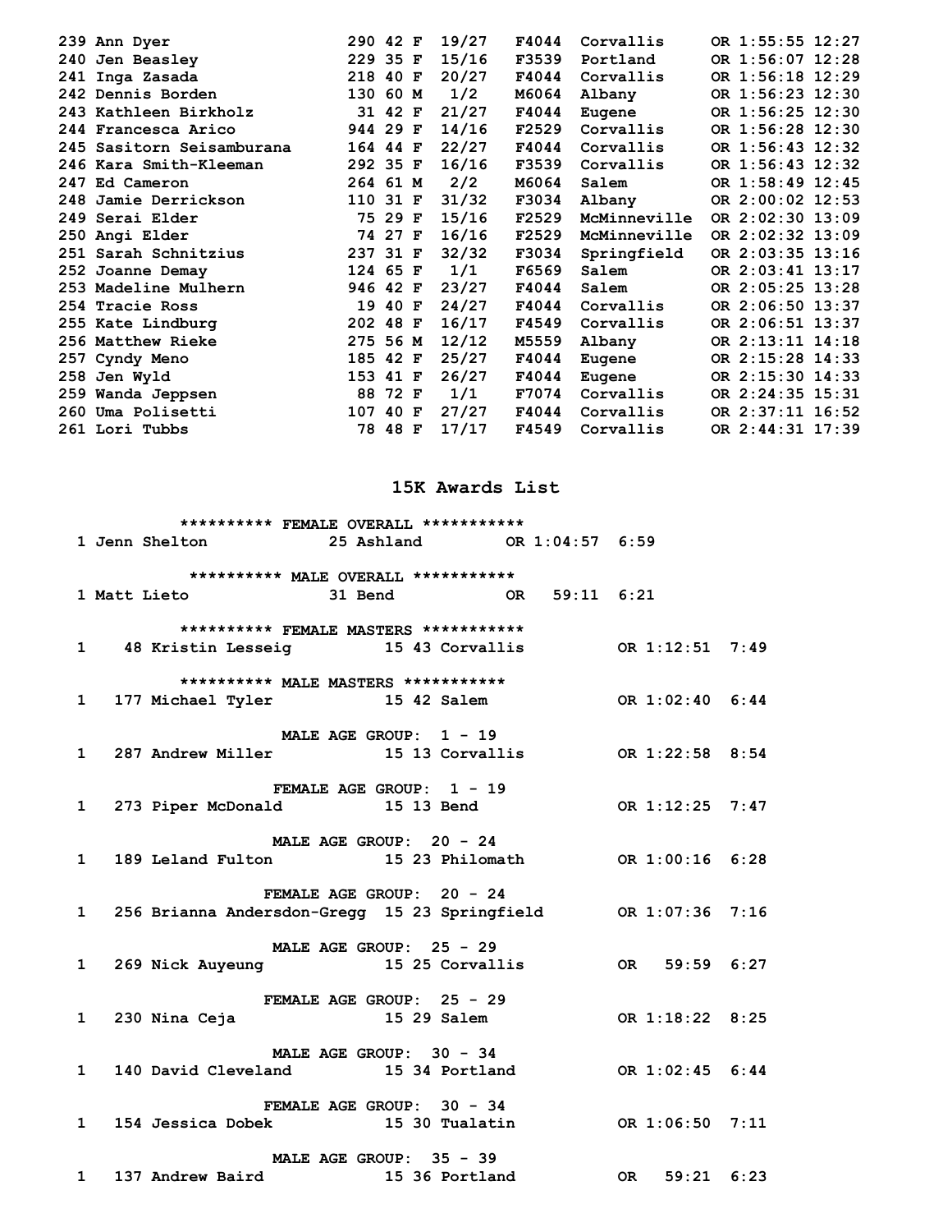```
239 Ann Dyer                  290 42 F  19/27   F4044  Corvallis     OR 1:55:55 12:27
240 Jen Beasley               229 35 F  15/16   F3539  Portland      OR 1:56:07 12:28
241 Inga Zasada               218 40 F  20/27   F4044  Corvallis     OR 1:56:18 12:29
242 Dennis Borden             130 60 M   1/2    M6064  Albany        OR 1:56:23 12:30
243 Kathleen Birkholz          31 42 F  21/27   F4044  Eugene        OR 1:56:25 12:30
244 Francesca Arico           944 29 F  14/16   F2529  Corvallis     OR 1:56:28 12:30
245 Sasitorn Seisamburana     164 44 F  22/27   F4044  Corvallis     OR 1:56:43 12:32
246 Kara Smith-Kleeman        292 35 F  16/16   F3539  Corvallis     OR 1:56:43 12:32
247 Ed Cameron                264 61 M   2/2    M6064  Salem         OR 1:58:49 12:45
248 Jamie Derrickson          110 31 F  31/32   F3034  Albany        OR 2:00:02 12:53
249 Serai Elder                75 29 F  15/16   F2529  McMinneville  OR 2:02:30 13:09
250 Angi Elder                 74 27 F  16/16   F2529  McMinneville  OR 2:02:32 13:09
251 Sarah Schnitzius          237 31 F  32/32   F3034  Springfield   OR 2:03:35 13:16
252 Joanne Demay              124 65 F   1/1    F6569  Salem         OR 2:03:41 13:17
253 Madeline Mulhern          946 42 F  23/27   F4044  Salem         OR 2:05:25 13:28
254 Tracie Ross                19 40 F  24/27   F4044  Corvallis     OR 2:06:50 13:37
255 Kate Lindburg             202 48 F  16/17   F4549  Corvallis     OR 2:06:51 13:37
256 Matthew Rieke             275 56 M  12/12   M5559  Albany        OR 2:13:11 14:18
257 Cyndy Meno                185 42 F  25/27   F4044  Eugene        OR 2:15:28 14:33
258 Jen Wyld                  153 41 F  26/27   F4044  Eugene        OR 2:15:30 14:33
259 Wanda Jeppsen              88 72 F   1/1    F7074  Corvallis     OR 2:24:35 15:31
260 Uma Polisetti             107 40 F  27/27   F4044  Corvallis     OR 2:37:11 16:52
261 Lori Tubbs                 78 48 F  17/17   F4549  Corvallis     OR 2:44:31 17:39
```

## 15K Awards List

```
          ********** FEMALE OVERALL ***********
  1 Jenn Shelton            25 Ashland         OR 1:04:57  6:59

           ********** MALE OVERALL ***********
  1 Matt Lieto              31 Bend            OR   59:11  6:21

          ********** FEMALE MASTERS ***********
  1    48 Kristin Lesseig          15 43 Corvallis          OR 1:12:51  7:49

          ********** MALE MASTERS ***********
  1   177 Michael Tyler            15 42 Salem              OR 1:02:40  6:44

                    MALE AGE GROUP:  1 - 19
  1   287 Andrew Miller            15 13 Corvallis          OR 1:22:58  8:54

                   FEMALE AGE GROUP:  1 - 19
  1   273 Piper McDonald           15 13 Bend               OR 1:12:25  7:47

                   MALE AGE GROUP:  20 - 24
  1   189 Leland Fulton            15 23 Philomath          OR 1:00:16  6:28

                  FEMALE AGE GROUP:  20 - 24
  1   256 Brianna Andersdon-Gregg  15 23 Springfield        OR 1:07:36  7:16

                   MALE AGE GROUP:  25 - 29
  1   269 Nick Auyeung             15 25 Corvallis          OR   59:59  6:27

                  FEMALE AGE GROUP:  25 - 29
  1   230 Nina Ceja                15 29 Salem              OR 1:18:22  8:25

                   MALE AGE GROUP:  30 - 34
  1   140 David Cleveland          15 34 Portland           OR 1:02:45  6:44

                  FEMALE AGE GROUP:  30 - 34
  1   154 Jessica Dobek            15 30 Tualatin           OR 1:06:50  7:11

                   MALE AGE GROUP:  35 - 39
  1   137 Andrew Baird             15 36 Portland           OR   59:21  6:23
```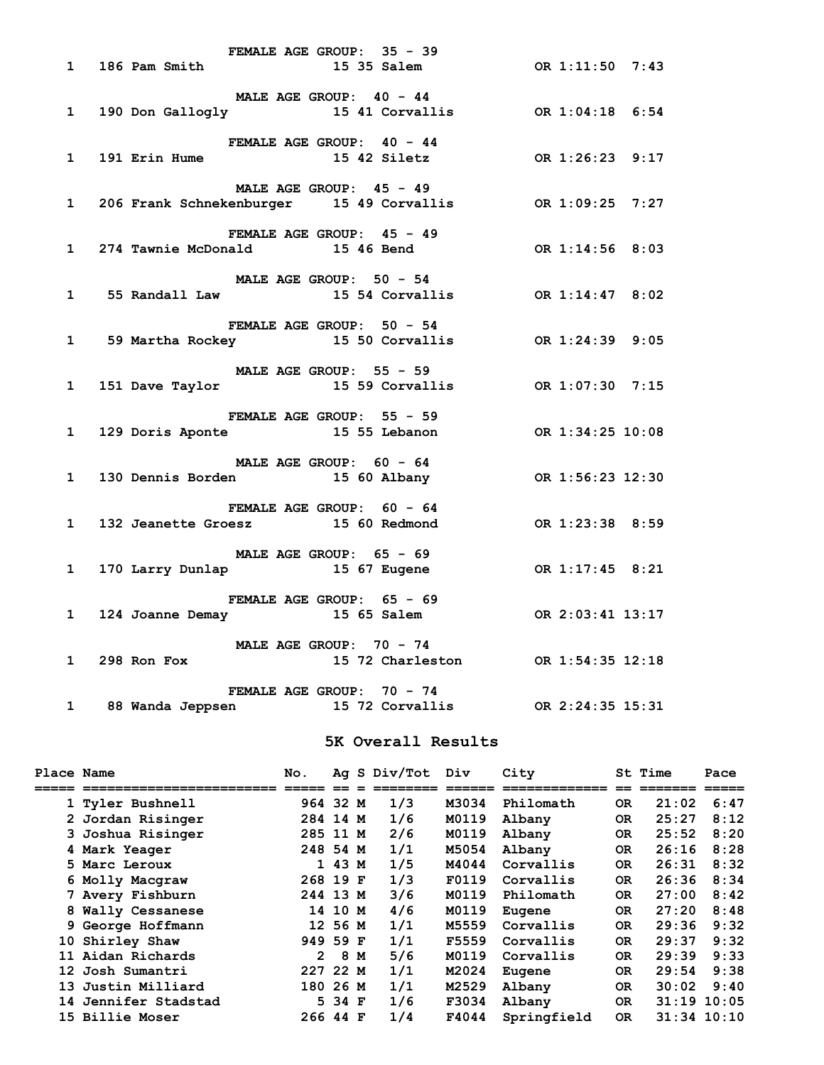FEMALE AGE GROUP: 35 - 39

| | | | | |
|---|---|---|---|---|
| 1 | 186 Pam Smith | 15 35 Salem | OR 1:11:50 | 7:43 |

MALE AGE GROUP: 40 - 44

| | | | | |
|---|---|---|---|---|
| 1 | 190 Don Gallogly | 15 41 Corvallis | OR 1:04:18 | 6:54 |

FEMALE AGE GROUP: 40 - 44

| | | | | |
|---|---|---|---|---|
| 1 | 191 Erin Hume | 15 42 Siletz | OR 1:26:23 | 9:17 |

MALE AGE GROUP: 45 - 49

| | | | | |
|---|---|---|---|---|
| 1 | 206 Frank Schnekenburger | 15 49 Corvallis | OR 1:09:25 | 7:27 |

FEMALE AGE GROUP: 45 - 49

| | | | | |
|---|---|---|---|---|
| 1 | 274 Tawnie McDonald | 15 46 Bend | OR 1:14:56 | 8:03 |

MALE AGE GROUP: 50 - 54

| | | | | |
|---|---|---|---|---|
| 1 | 55 Randall Law | 15 54 Corvallis | OR 1:14:47 | 8:02 |

FEMALE AGE GROUP: 50 - 54

| | | | | |
|---|---|---|---|---|
| 1 | 59 Martha Rockey | 15 50 Corvallis | OR 1:24:39 | 9:05 |

MALE AGE GROUP: 55 - 59

| | | | | |
|---|---|---|---|---|
| 1 | 151 Dave Taylor | 15 59 Corvallis | OR 1:07:30 | 7:15 |

FEMALE AGE GROUP: 55 - 59

| | | | | |
|---|---|---|---|---|
| 1 | 129 Doris Aponte | 15 55 Lebanon | OR 1:34:25 | 10:08 |

MALE AGE GROUP: 60 - 64

| | | | | |
|---|---|---|---|---|
| 1 | 130 Dennis Borden | 15 60 Albany | OR 1:56:23 | 12:30 |

FEMALE AGE GROUP: 60 - 64

| | | | | |
|---|---|---|---|---|
| 1 | 132 Jeanette Groesz | 15 60 Redmond | OR 1:23:38 | 8:59 |

MALE AGE GROUP: 65 - 69

| | | | | |
|---|---|---|---|---|
| 1 | 170 Larry Dunlap | 15 67 Eugene | OR 1:17:45 | 8:21 |

FEMALE AGE GROUP: 65 - 69

| | | | | |
|---|---|---|---|---|
| 1 | 124 Joanne Demay | 15 65 Salem | OR 2:03:41 | 13:17 |

MALE AGE GROUP: 70 - 74

| | | | | |
|---|---|---|---|---|
| 1 | 298 Ron Fox | 15 72 Charleston | OR 1:54:35 | 12:18 |

FEMALE AGE GROUP: 70 - 74

| | | | | |
|---|---|---|---|---|
| 1 | 88 Wanda Jeppsen | 15 72 Corvallis | OR 2:24:35 | 15:31 |

## 5K Overall Results

| Place | Name | No. | Ag | S | Div/Tot | Div | City | St | Time | Pace |
|---|---|---|---|---|---|---|---|---|---|---|
| 1 | Tyler Bushnell | 964 | 32 | M | 1/3 | M3034 | Philomath | OR | 21:02 | 6:47 |
| 2 | Jordan Risinger | 284 | 14 | M | 1/6 | M0119 | Albany | OR | 25:27 | 8:12 |
| 3 | Joshua Risinger | 285 | 11 | M | 2/6 | M0119 | Albany | OR | 25:52 | 8:20 |
| 4 | Mark Yeager | 248 | 54 | M | 1/1 | M5054 | Albany | OR | 26:16 | 8:28 |
| 5 | Marc Leroux | 1 | 43 | M | 1/5 | M4044 | Corvallis | OR | 26:31 | 8:32 |
| 6 | Molly Macgraw | 268 | 19 | F | 1/3 | F0119 | Corvallis | OR | 26:36 | 8:34 |
| 7 | Avery Fishburn | 244 | 13 | M | 3/6 | M0119 | Philomath | OR | 27:00 | 8:42 |
| 8 | Wally Cessanese | 14 | 10 | M | 4/6 | M0119 | Eugene | OR | 27:20 | 8:48 |
| 9 | George Hoffmann | 12 | 56 | M | 1/1 | M5559 | Corvallis | OR | 29:36 | 9:32 |
| 10 | Shirley Shaw | 949 | 59 | F | 1/1 | F5559 | Corvallis | OR | 29:37 | 9:32 |
| 11 | Aidan Richards | 2 | 8 | M | 5/6 | M0119 | Corvallis | OR | 29:39 | 9:33 |
| 12 | Josh Sumantri | 227 | 22 | M | 1/1 | M2024 | Eugene | OR | 29:54 | 9:38 |
| 13 | Justin Milliard | 180 | 26 | M | 1/1 | M2529 | Albany | OR | 30:02 | 9:40 |
| 14 | Jennifer Stadstad | 5 | 34 | F | 1/6 | F3034 | Albany | OR | 31:19 | 10:05 |
| 15 | Billie Moser | 266 | 44 | F | 1/4 | F4044 | Springfield | OR | 31:34 | 10:10 |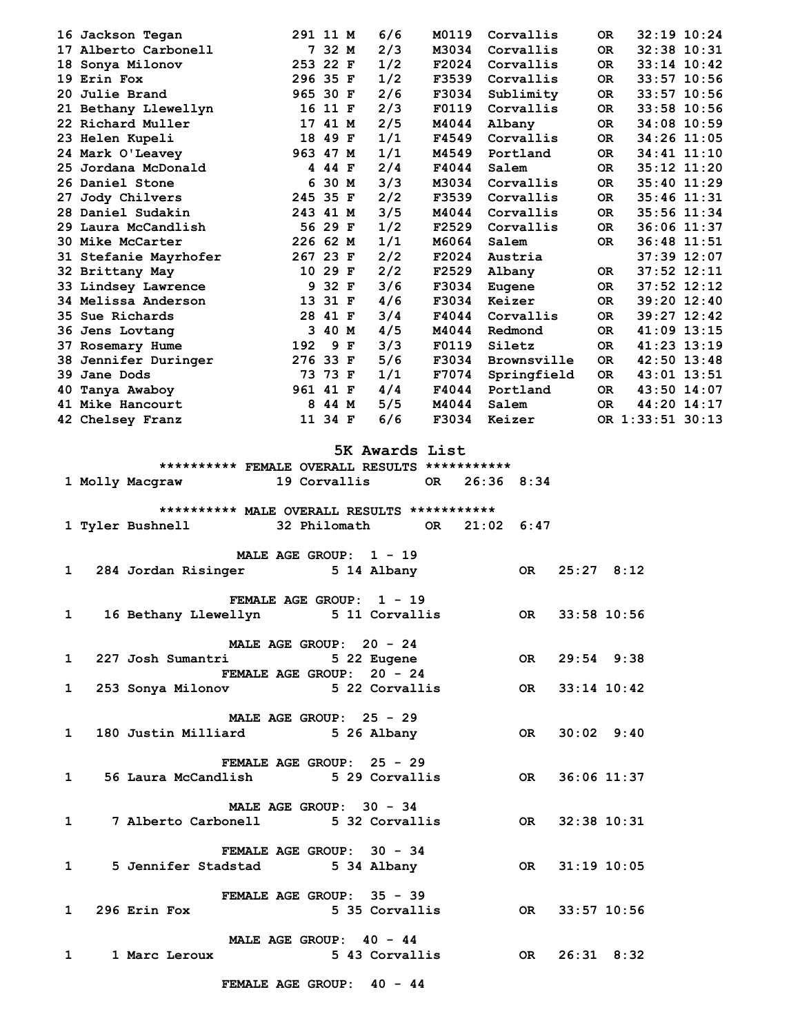| Place | Name | Bib | Age | Sex | Div Place | Division | City | State | Time | Pace |
|---|---|---|---|---|---|---|---|---|---|---|
| 16 | Jackson Tegan | 291 | 11 | M | 6/6 | M0119 | Corvallis | OR | 32:19 | 10:24 |
| 17 | Alberto Carbonell | 7 | 32 | M | 2/3 | M3034 | Corvallis | OR | 32:38 | 10:31 |
| 18 | Sonya Milonov | 253 | 22 | F | 1/2 | F2024 | Corvallis | OR | 33:14 | 10:42 |
| 19 | Erin Fox | 296 | 35 | F | 1/2 | F3539 | Corvallis | OR | 33:57 | 10:56 |
| 20 | Julie Brand | 965 | 30 | F | 2/6 | F3034 | Sublimity | OR | 33:57 | 10:56 |
| 21 | Bethany Llewellyn | 16 | 11 | F | 2/3 | F0119 | Corvallis | OR | 33:58 | 10:56 |
| 22 | Richard Muller | 17 | 41 | M | 2/5 | M4044 | Albany | OR | 34:08 | 10:59 |
| 23 | Helen Kupeli | 18 | 49 | F | 1/1 | F4549 | Corvallis | OR | 34:26 | 11:05 |
| 24 | Mark O'Leavey | 963 | 47 | M | 1/1 | M4549 | Portland | OR | 34:41 | 11:10 |
| 25 | Jordana McDonald | 4 | 44 | F | 2/4 | F4044 | Salem | OR | 35:12 | 11:20 |
| 26 | Daniel Stone | 6 | 30 | M | 3/3 | M3034 | Corvallis | OR | 35:40 | 11:29 |
| 27 | Jody Chilvers | 245 | 35 | F | 2/2 | F3539 | Corvallis | OR | 35:46 | 11:31 |
| 28 | Daniel Sudakin | 243 | 41 | M | 3/5 | M4044 | Corvallis | OR | 35:56 | 11:34 |
| 29 | Laura McCandlish | 56 | 29 | F | 1/2 | F2529 | Corvallis | OR | 36:06 | 11:37 |
| 30 | Mike McCarter | 226 | 62 | M | 1/1 | M6064 | Salem | OR | 36:48 | 11:51 |
| 31 | Stefanie Mayrhofer | 267 | 23 | F | 2/2 | F2024 | Austria | | 37:39 | 12:07 |
| 32 | Brittany May | 10 | 29 | F | 2/2 | F2529 | Albany | OR | 37:52 | 12:11 |
| 33 | Lindsey Lawrence | 9 | 32 | F | 3/6 | F3034 | Eugene | OR | 37:52 | 12:12 |
| 34 | Melissa Anderson | 13 | 31 | F | 4/6 | F3034 | Keizer | OR | 39:20 | 12:40 |
| 35 | Sue Richards | 28 | 41 | F | 3/4 | F4044 | Corvallis | OR | 39:27 | 12:42 |
| 36 | Jens Lovtang | 3 | 40 | M | 4/5 | M4044 | Redmond | OR | 41:09 | 13:15 |
| 37 | Rosemary Hume | 192 | 9 | F | 3/3 | F0119 | Siletz | OR | 41:23 | 13:19 |
| 38 | Jennifer Duringer | 276 | 33 | F | 5/6 | F3034 | Brownsville | OR | 42:50 | 13:48 |
| 39 | Jane Dods | 73 | 73 | F | 1/1 | F7074 | Springfield | OR | 43:01 | 13:51 |
| 40 | Tanya Awaboy | 961 | 41 | F | 4/4 | F4044 | Portland | OR | 43:50 | 14:07 |
| 41 | Mike Hancourt | 8 | 44 | M | 5/5 | M4044 | Salem | OR | 44:20 | 14:17 |
| 42 | Chelsey Franz | 11 | 34 | F | 6/6 | F3034 | Keizer | OR | 1:33:51 | 30:13 |

## 5K Awards List

********** FEMALE OVERALL RESULTS ***********

| Place | Name | Age | City | State | Time | Pace |
|---|---|---|---|---|---|---|
| 1 | Molly Macgraw | 19 | Corvallis | OR | 26:36 | 8:34 |

********** MALE OVERALL RESULTS ***********

| Place | Name | Age | City | State | Time | Pace |
|---|---|---|---|---|---|---|
| 1 | Tyler Bushnell | 32 | Philomath | OR | 21:02 | 6:47 |

MALE AGE GROUP: 1 - 19

| Place | Bib | Name | Race | Age | City | State | Time | Pace |
|---|---|---|---|---|---|---|---|---|
| 1 | 284 | Jordan Risinger | 5 | 14 | Albany | OR | 25:27 | 8:12 |

FEMALE AGE GROUP: 1 - 19

| Place | Bib | Name | Race | Age | City | State | Time | Pace |
|---|---|---|---|---|---|---|---|---|
| 1 | 16 | Bethany Llewellyn | 5 | 11 | Corvallis | OR | 33:58 | 10:56 |

MALE AGE GROUP: 20 - 24

| Place | Bib | Name | Race | Age | City | State | Time | Pace |
|---|---|---|---|---|---|---|---|---|
| 1 | 227 | Josh Sumantri | 5 | 22 | Eugene | OR | 29:54 | 9:38 |

FEMALE AGE GROUP: 20 - 24

| Place | Bib | Name | Race | Age | City | State | Time | Pace |
|---|---|---|---|---|---|---|---|---|
| 1 | 253 | Sonya Milonov | 5 | 22 | Corvallis | OR | 33:14 | 10:42 |

MALE AGE GROUP: 25 - 29

| Place | Bib | Name | Race | Age | City | State | Time | Pace |
|---|---|---|---|---|---|---|---|---|
| 1 | 180 | Justin Milliard | 5 | 26 | Albany | OR | 30:02 | 9:40 |

FEMALE AGE GROUP: 25 - 29

| Place | Bib | Name | Race | Age | City | State | Time | Pace |
|---|---|---|---|---|---|---|---|---|
| 1 | 56 | Laura McCandlish | 5 | 29 | Corvallis | OR | 36:06 | 11:37 |

MALE AGE GROUP: 30 - 34

| Place | Bib | Name | Race | Age | City | State | Time | Pace |
|---|---|---|---|---|---|---|---|---|
| 1 | 7 | Alberto Carbonell | 5 | 32 | Corvallis | OR | 32:38 | 10:31 |

FEMALE AGE GROUP: 30 - 34

| Place | Bib | Name | Race | Age | City | State | Time | Pace |
|---|---|---|---|---|---|---|---|---|
| 1 | 5 | Jennifer Stadstad | 5 | 34 | Albany | OR | 31:19 | 10:05 |

FEMALE AGE GROUP: 35 - 39

| Place | Bib | Name | Race | Age | City | State | Time | Pace |
|---|---|---|---|---|---|---|---|---|
| 1 | 296 | Erin Fox | 5 | 35 | Corvallis | OR | 33:57 | 10:56 |

MALE AGE GROUP: 40 - 44

| Place | Bib | Name | Race | Age | City | State | Time | Pace |
|---|---|---|---|---|---|---|---|---|
| 1 | 1 | Marc Leroux | 5 | 43 | Corvallis | OR | 26:31 | 8:32 |

FEMALE AGE GROUP: 40 - 44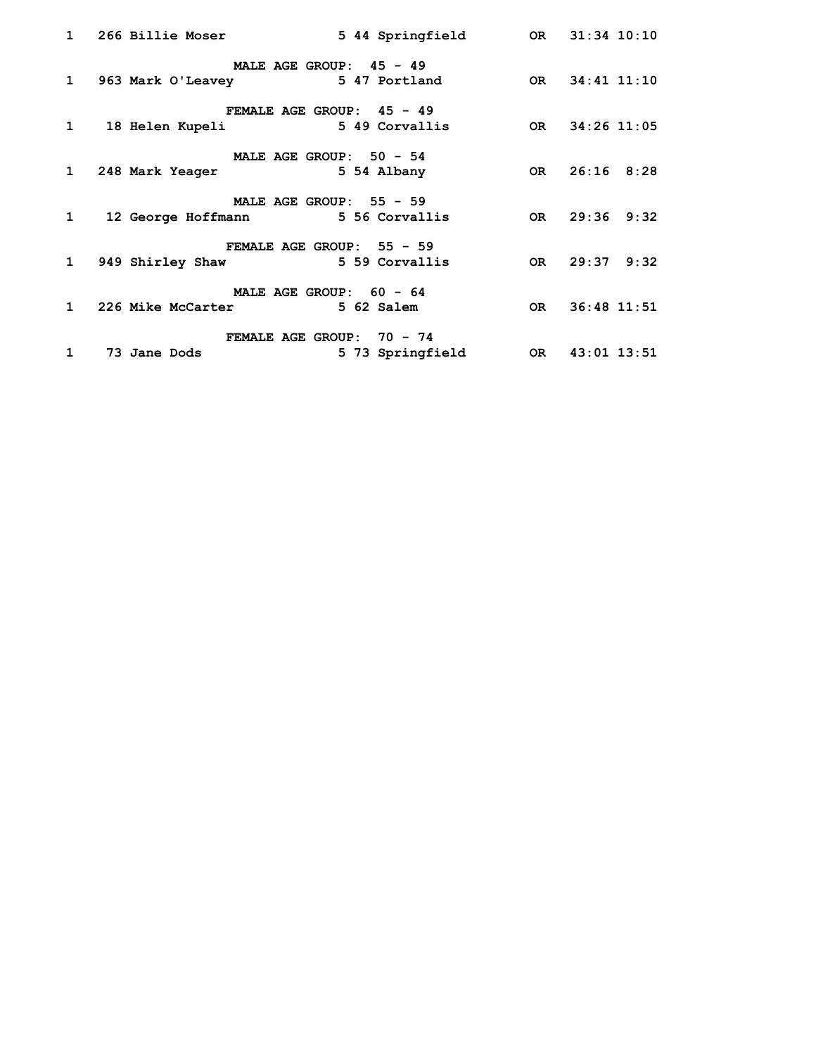| | | | | | | | | |
|---|---|---|---|---|---|---|---|---|
| 1 | 266 | Billie Moser | 5 | 44 | Springfield | OR | 31:34 | 10:10 |

**MALE AGE GROUP: 45 - 49**

| | | | | | | | | |
|---|---|---|---|---|---|---|---|---|
| 1 | 963 | Mark O'Leavey | 5 | 47 | Portland | OR | 34:41 | 11:10 |

**FEMALE AGE GROUP: 45 - 49**

| | | | | | | | | |
|---|---|---|---|---|---|---|---|---|
| 1 | 18 | Helen Kupeli | 5 | 49 | Corvallis | OR | 34:26 | 11:05 |

**MALE AGE GROUP: 50 - 54**

| | | | | | | | | |
|---|---|---|---|---|---|---|---|---|
| 1 | 248 | Mark Yeager | 5 | 54 | Albany | OR | 26:16 | 8:28 |

**MALE AGE GROUP: 55 - 59**

| | | | | | | | | |
|---|---|---|---|---|---|---|---|---|
| 1 | 12 | George Hoffmann | 5 | 56 | Corvallis | OR | 29:36 | 9:32 |

**FEMALE AGE GROUP: 55 - 59**

| | | | | | | | | |
|---|---|---|---|---|---|---|---|---|
| 1 | 949 | Shirley Shaw | 5 | 59 | Corvallis | OR | 29:37 | 9:32 |

**MALE AGE GROUP: 60 - 64**

| | | | | | | | | |
|---|---|---|---|---|---|---|---|---|
| 1 | 226 | Mike McCarter | 5 | 62 | Salem | OR | 36:48 | 11:51 |

**FEMALE AGE GROUP: 70 - 74**

| | | | | | | | | |
|---|---|---|---|---|---|---|---|---|
| 1 | 73 | Jane Dods | 5 | 73 | Springfield | OR | 43:01 | 13:51 |